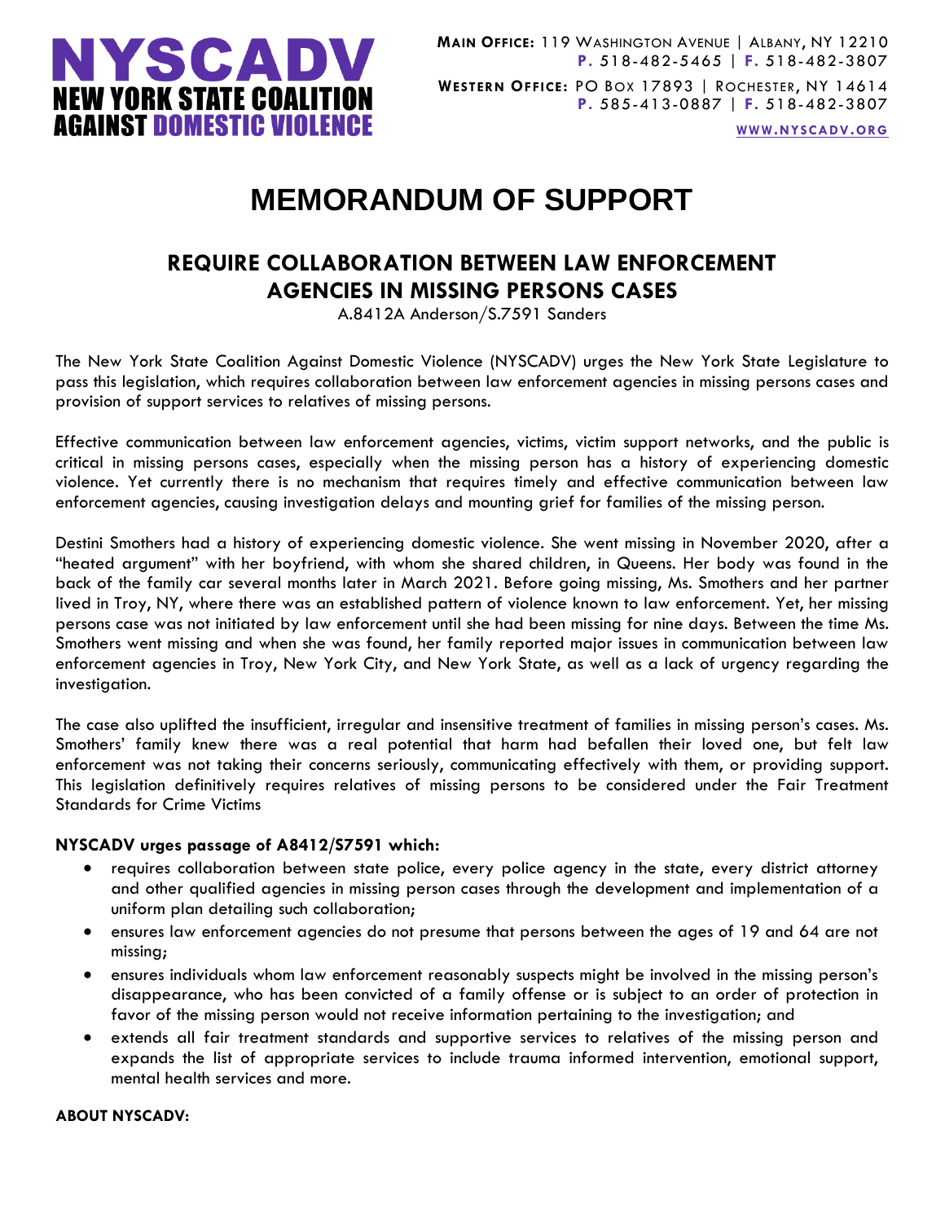# NYSCADV
## NEW YORK STATE COALITION AGAINST DOMESTIC VIOLENCE

**MAIN OFFICE:** 119 WASHINGTON AVENUE | ALBANY, NY 12210
**P.** 518-482-5465 | **F.** 518-482-3807

**WESTERN OFFICE:** PO BOX 17893 | ROCHESTER, NY 14614
**P.** 585-413-0887 | **F.** 518-482-3807

WWW.NYSCADV.ORG

# MEMORANDUM OF SUPPORT

## REQUIRE COLLABORATION BETWEEN LAW ENFORCEMENT AGENCIES IN MISSING PERSONS CASES

A.8412A Anderson/S.7591 Sanders

The New York State Coalition Against Domestic Violence (NYSCADV) urges the New York State Legislature to pass this legislation, which requires collaboration between law enforcement agencies in missing persons cases and provision of support services to relatives of missing persons.

Effective communication between law enforcement agencies, victims, victim support networks, and the public is critical in missing persons cases, especially when the missing person has a history of experiencing domestic violence. Yet currently there is no mechanism that requires timely and effective communication between law enforcement agencies, causing investigation delays and mounting grief for families of the missing person.

Destini Smothers had a history of experiencing domestic violence. She went missing in November 2020, after a "heated argument" with her boyfriend, with whom she shared children, in Queens. Her body was found in the back of the family car several months later in March 2021. Before going missing, Ms. Smothers and her partner lived in Troy, NY, where there was an established pattern of violence known to law enforcement. Yet, her missing persons case was not initiated by law enforcement until she had been missing for nine days. Between the time Ms. Smothers went missing and when she was found, her family reported major issues in communication between law enforcement agencies in Troy, New York City, and New York State, as well as a lack of urgency regarding the investigation.

The case also uplifted the insufficient, irregular and insensitive treatment of families in missing person's cases. Ms. Smothers' family knew there was a real potential that harm had befallen their loved one, but felt law enforcement was not taking their concerns seriously, communicating effectively with them, or providing support. This legislation definitively requires relatives of missing persons to be considered under the Fair Treatment Standards for Crime Victims

**NYSCADV urges passage of A8412/S7591 which:**

- requires collaboration between state police, every police agency in the state, every district attorney and other qualified agencies in missing person cases through the development and implementation of a uniform plan detailing such collaboration;
- ensures law enforcement agencies do not presume that persons between the ages of 19 and 64 are not missing;
- ensures individuals whom law enforcement reasonably suspects might be involved in the missing person's disappearance, who has been convicted of a family offense or is subject to an order of protection in favor of the missing person would not receive information pertaining to the investigation; and
- extends all fair treatment standards and supportive services to relatives of the missing person and expands the list of appropriate services to include trauma informed intervention, emotional support, mental health services and more.

**ABOUT NYSCADV:**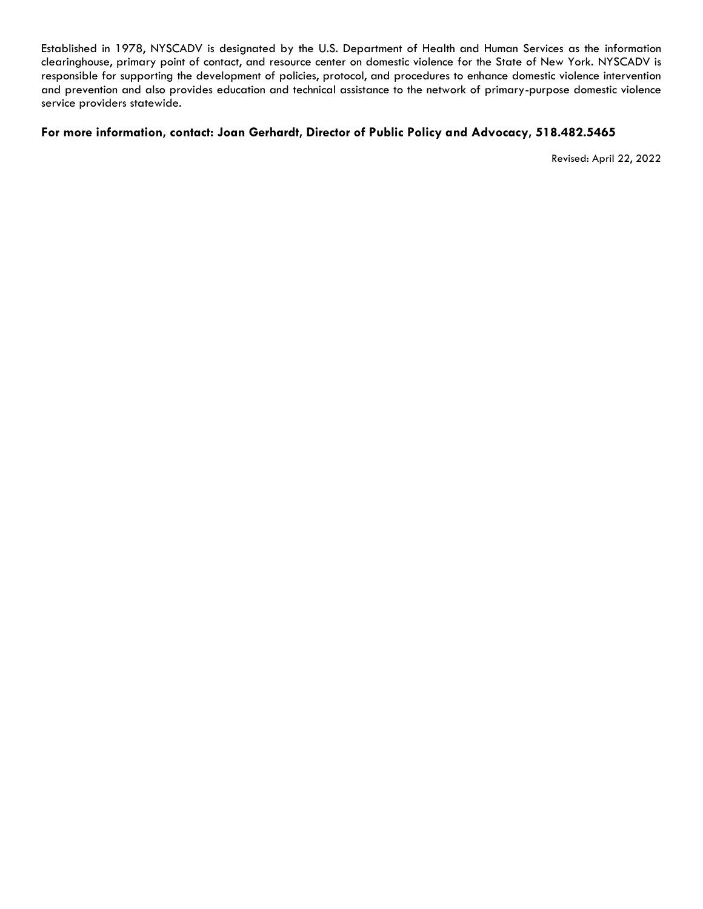Established in 1978, NYSCADV is designated by the U.S. Department of Health and Human Services as the information clearinghouse, primary point of contact, and resource center on domestic violence for the State of New York. NYSCADV is responsible for supporting the development of policies, protocol, and procedures to enhance domestic violence intervention and prevention and also provides education and technical assistance to the network of primary-purpose domestic violence service providers statewide.

**For more information, contact: Joan Gerhardt, Director of Public Policy and Advocacy, 518.482.5465**

Revised: April 22, 2022